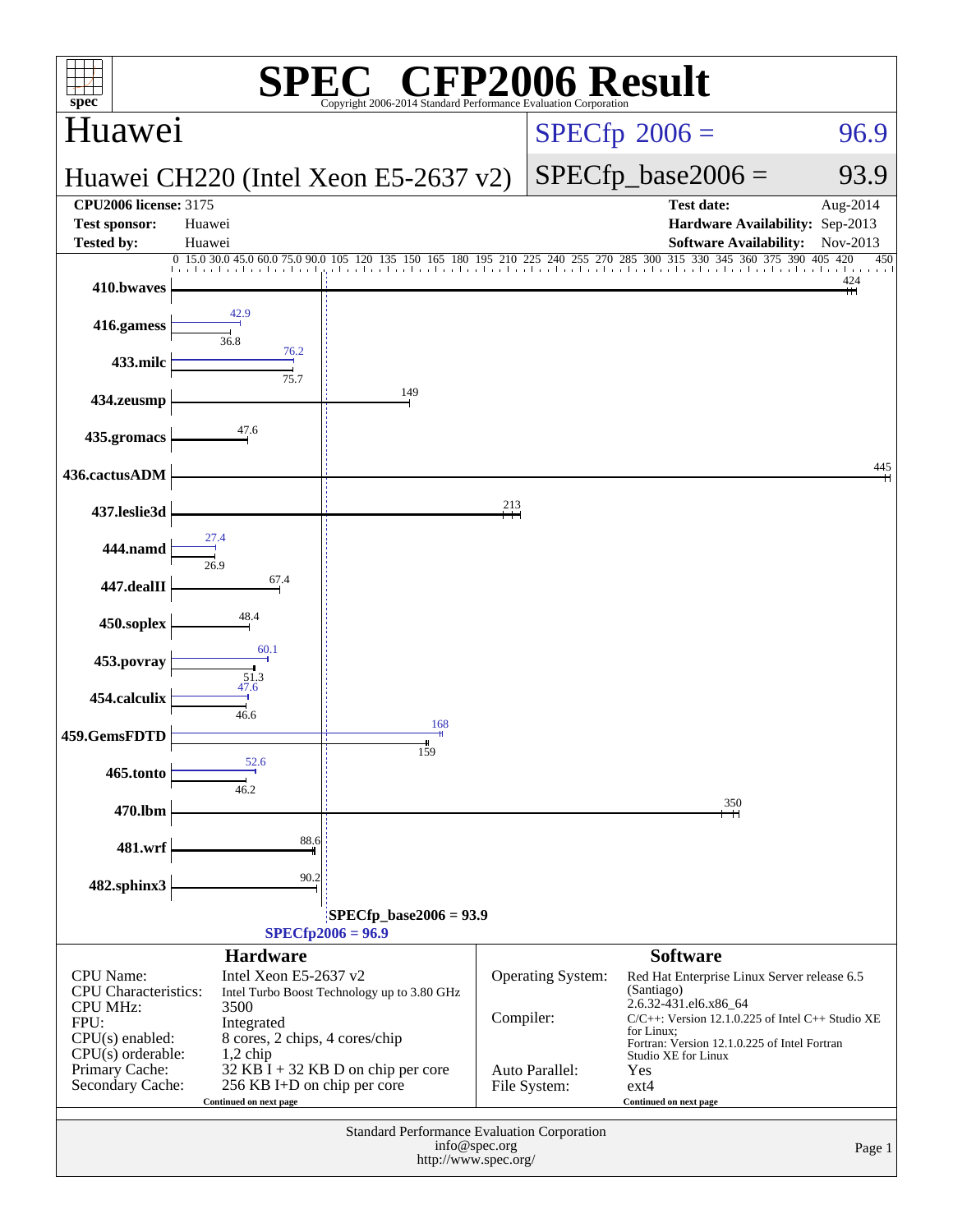# SPEC CFP2006 Result

Copyright 2006-2014 Standard Performance Evaluation Corporation

## Huawei

**Huawei CH220 (Intel Xeon E5-2637 v2)**

SPECfp 2006 = 96.9

SPECfp_base2006 = 93.9

| | | | |
|---|---|---|---|
| **CPU2006 license:** 3175 | | **Test date:** | Aug-2014 |
| **Test sponsor:** | Huawei | **Hardware Availability:** | Sep-2013 |
| **Tested by:** | Huawei | **Software Availability:** | Nov-2013 |

| Benchmark | Peak | Base |
|---|---|---|
| 410.bwaves | | 424 |
| 416.gamess | 42.9 | 36.8 |
| 433.milc | 76.2 | 75.7 |
| 434.zeusmp | | 149 |
| 435.gromacs | | 47.6 |
| 436.cactusADM | | 445 |
| 437.leslie3d | | 213 |
| 444.namd | 27.4 | 26.9 |
| 447.dealII | | 67.4 |
| 450.soplex | | 48.4 |
| 453.povray | 60.1 | 51.3 |
| 454.calculix | 47.6 | 46.6 |
| 459.GemsFDTD | 168 | 159 |
| 465.tonto | 52.6 | 46.2 |
| 470.lbm | | 350 |
| 481.wrf | | 88.6 |
| 482.sphinx3 | | 90.2 |

SPECfp_base2006 = 93.9

SPECfp2006 = 96.9

### Hardware

| | |
|---|---|
| CPU Name: | Intel Xeon E5-2637 v2 |
| CPU Characteristics: | Intel Turbo Boost Technology up to 3.80 GHz |
| CPU MHz: | 3500 |
| FPU: | Integrated |
| CPU(s) enabled: | 8 cores, 2 chips, 4 cores/chip |
| CPU(s) orderable: | 1,2 chip |
| Primary Cache: | 32 KB I + 32 KB D on chip per core |
| Secondary Cache: | 256 KB I+D on chip per core |

Continued on next page

### Software

| | |
|---|---|
| Operating System: | Red Hat Enterprise Linux Server release 6.5 (Santiago) 2.6.32-431.el6.x86_64 |
| Compiler: | C/C++: Version 12.1.0.225 of Intel C++ Studio XE for Linux; Fortran: Version 12.1.0.225 of Intel Fortran Studio XE for Linux |
| Auto Parallel: | Yes |
| File System: | ext4 |

Continued on next page

Standard Performance Evaluation Corporation
info@spec.org
http://www.spec.org/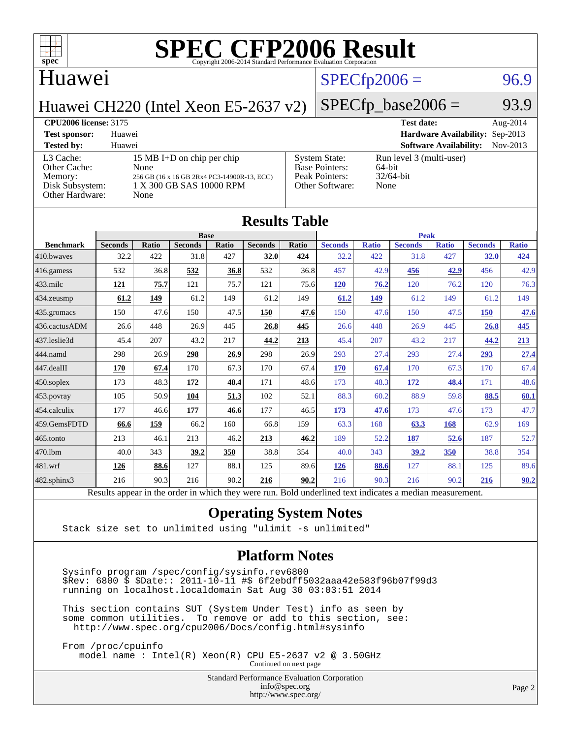# SPEC CFP2006 Result

Copyright 2006-2014 Standard Performance Evaluation Corporation

## Huawei

### Huawei CH220 (Intel Xeon E5-2637 v2)

SPECfp2006 = 96.9

SPECfp_base2006 = 93.9

| | | | |
|---|---|---|---|
| **CPU2006 license:** 3175 | | **Test date:** | Aug-2014 |
| **Test sponsor:** | Huawei | **Hardware Availability:** | Sep-2013 |
| **Tested by:** | Huawei | **Software Availability:** | Nov-2013 |

| | | | |
|---|---|---|---|
| L3 Cache: | 15 MB I+D on chip per chip | System State: | Run level 3 (multi-user) |
| Other Cache: | None | Base Pointers: | 64-bit |
| Memory: | 256 GB (16 x 16 GB 2Rx4 PC3-14900R-13, ECC) | Peak Pointers: | 32/64-bit |
| Disk Subsystem: | 1 X 300 GB SAS 10000 RPM | Other Software: | None |
| Other Hardware: | None | | |

## Results Table

| Benchmark | Base | | | | | | Peak | | | | | |
|---|---|---|---|---|---|---|---|---|---|---|---|---|
| | Seconds | Ratio | Seconds | Ratio | Seconds | Ratio | Seconds | Ratio | Seconds | Ratio | Seconds | Ratio |
| 410.bwaves | 32.2 | 422 | 31.8 | 427 | **32.0** | **424** | 32.2 | 422 | 31.8 | 427 | **32.0** | **424** |
| 416.gamess | 532 | 36.8 | **532** | **36.8** | 532 | 36.8 | 457 | 42.9 | **456** | **42.9** | 456 | 42.9 |
| 433.milc | **121** | **75.7** | 121 | 75.7 | 121 | 75.6 | **120** | **76.2** | 120 | 76.2 | 120 | 76.3 |
| 434.zeusmp | **61.2** | **149** | 61.2 | 149 | 61.2 | 149 | **61.2** | **149** | 61.2 | 149 | 61.2 | 149 |
| 435.gromacs | 150 | 47.6 | 150 | 47.5 | **150** | **47.6** | 150 | 47.6 | 150 | 47.5 | **150** | **47.6** |
| 436.cactusADM | 26.6 | 448 | 26.9 | 445 | **26.8** | **445** | 26.6 | 448 | 26.9 | 445 | **26.8** | **445** |
| 437.leslie3d | 45.4 | 207 | 43.2 | 217 | **44.2** | **213** | 45.4 | 207 | 43.2 | 217 | **44.2** | **213** |
| 444.namd | 298 | 26.9 | **298** | **26.9** | 298 | 26.9 | 293 | 27.4 | 293 | 27.4 | **293** | **27.4** |
| 447.dealII | **170** | **67.4** | 170 | 67.3 | 170 | 67.4 | **170** | **67.4** | 170 | 67.3 | 170 | 67.4 |
| 450.soplex | 173 | 48.3 | **172** | **48.4** | 171 | 48.6 | 173 | 48.3 | **172** | **48.4** | 171 | 48.6 |
| 453.povray | 105 | 50.9 | **104** | **51.3** | 102 | 52.1 | 88.3 | 60.2 | 88.9 | 59.8 | **88.5** | **60.1** |
| 454.calculix | 177 | 46.6 | **177** | **46.6** | 177 | 46.5 | **173** | **47.6** | 173 | 47.6 | 173 | 47.7 |
| 459.GemsFDTD | **66.6** | **159** | 66.2 | 160 | 66.8 | 159 | 63.3 | 168 | **63.3** | **168** | 62.9 | 169 |
| 465.tonto | 213 | 46.1 | 213 | 46.2 | **213** | **46.2** | 189 | 52.2 | **187** | **52.6** | 187 | 52.7 |
| 470.lbm | 40.0 | 343 | **39.2** | **350** | 38.8 | 354 | 40.0 | 343 | **39.2** | **350** | 38.8 | 354 |
| 481.wrf | **126** | **88.6** | 127 | 88.1 | 125 | 89.6 | **126** | **88.6** | 127 | 88.1 | 125 | 89.6 |
| 482.sphinx3 | 216 | 90.3 | 216 | 90.2 | **216** | **90.2** | 216 | 90.3 | 216 | 90.2 | **216** | **90.2** |

Results appear in the order in which they were run. Bold underlined text indicates a median measurement.

## Operating System Notes

```
Stack size set to unlimited using "ulimit -s unlimited"
```

## Platform Notes

```
Sysinfo program /spec/config/sysinfo.rev6800
$Rev: 6800 $ $Date:: 2011-10-11 #$ 6f2ebdff5032aaa42e583f96b07f99d3
running on localhost.localdomain Sat Aug 30 03:03:51 2014

This section contains SUT (System Under Test) info as seen by
some common utilities.  To remove or add to this section, see:
  http://www.spec.org/cpu2006/Docs/config.html#sysinfo

From /proc/cpuinfo
   model name : Intel(R) Xeon(R) CPU E5-2637 v2 @ 3.50GHz
```

Continued on next page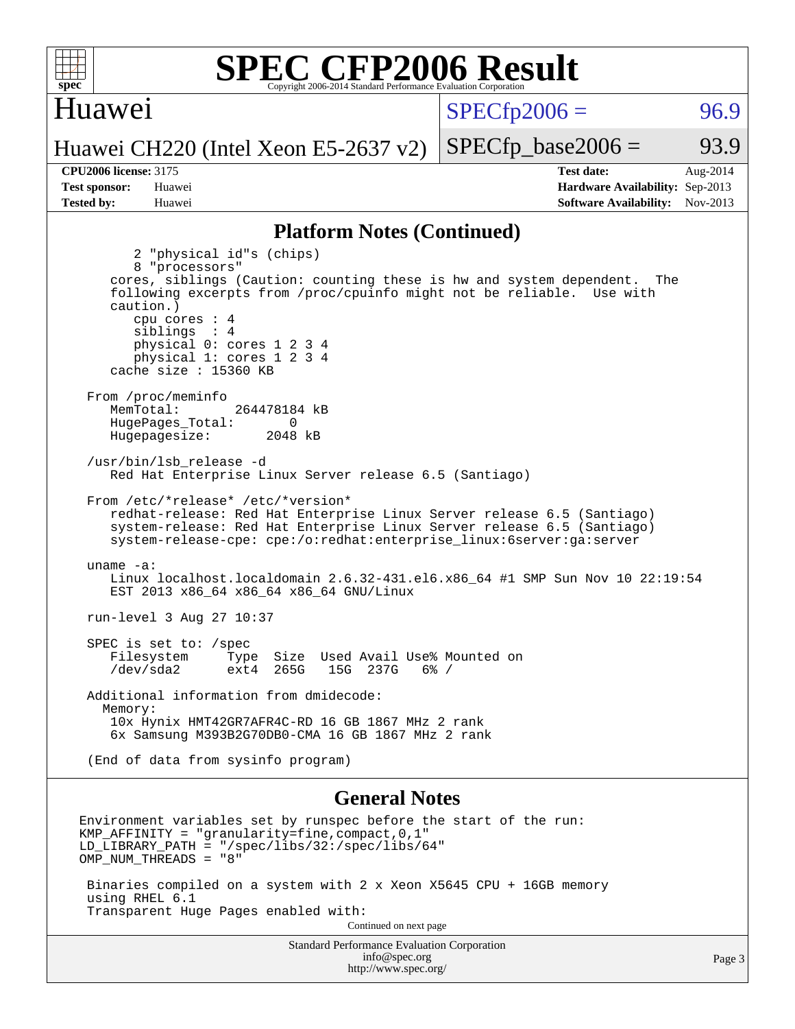# SPEC CFP2006 Result

Copyright 2006-2014 Standard Performance Evaluation Corporation

## Huawei

Huawei CH220 (Intel Xeon E5-2637 v2)

SPECfp2006 = 96.9

SPECfp_base2006 = 93.9

| | | | |
|---|---|---|---|
| **CPU2006 license:** 3175 | | **Test date:** | Aug-2014 |
| **Test sponsor:** | Huawei | **Hardware Availability:** | Sep-2013 |
| **Tested by:** | Huawei | **Software Availability:** | Nov-2013 |

## Platform Notes (Continued)

```
      2 "physical id"s (chips)
      8 "processors"
   cores, siblings (Caution: counting these is hw and system dependent.  The
   following excerpts from /proc/cpuinfo might not be reliable.  Use with
   caution.)
      cpu cores : 4
      siblings  : 4
      physical 0: cores 1 2 3 4
      physical 1: cores 1 2 3 4
   cache size : 15360 KB

From /proc/meminfo
   MemTotal:       264478184 kB
   HugePages_Total:       0
   Hugepagesize:       2048 kB

/usr/bin/lsb_release -d
   Red Hat Enterprise Linux Server release 6.5 (Santiago)

From /etc/*release* /etc/*version*
   redhat-release: Red Hat Enterprise Linux Server release 6.5 (Santiago)
   system-release: Red Hat Enterprise Linux Server release 6.5 (Santiago)
   system-release-cpe: cpe:/o:redhat:enterprise_linux:6server:ga:server

uname -a:
   Linux localhost.localdomain 2.6.32-431.el6.x86_64 #1 SMP Sun Nov 10 22:19:54
   EST 2013 x86_64 x86_64 x86_64 GNU/Linux

run-level 3 Aug 27 10:37

SPEC is set to: /spec
   Filesystem     Type  Size  Used Avail Use% Mounted on
   /dev/sda2      ext4  265G   15G  237G   6% /

Additional information from dmidecode:
  Memory:
   10x Hynix HMT42GR7AFR4C-RD 16 GB 1867 MHz 2 rank
   6x Samsung M393B2G70DB0-CMA 16 GB 1867 MHz 2 rank

(End of data from sysinfo program)
```

## General Notes

```
Environment variables set by runspec before the start of the run:
KMP_AFFINITY = "granularity=fine,compact,0,1"
LD_LIBRARY_PATH = "/spec/libs/32:/spec/libs/64"
OMP_NUM_THREADS = "8"

 Binaries compiled on a system with 2 x Xeon X5645 CPU + 16GB memory
 using RHEL 6.1
 Transparent Huge Pages enabled with:
```

Continued on next page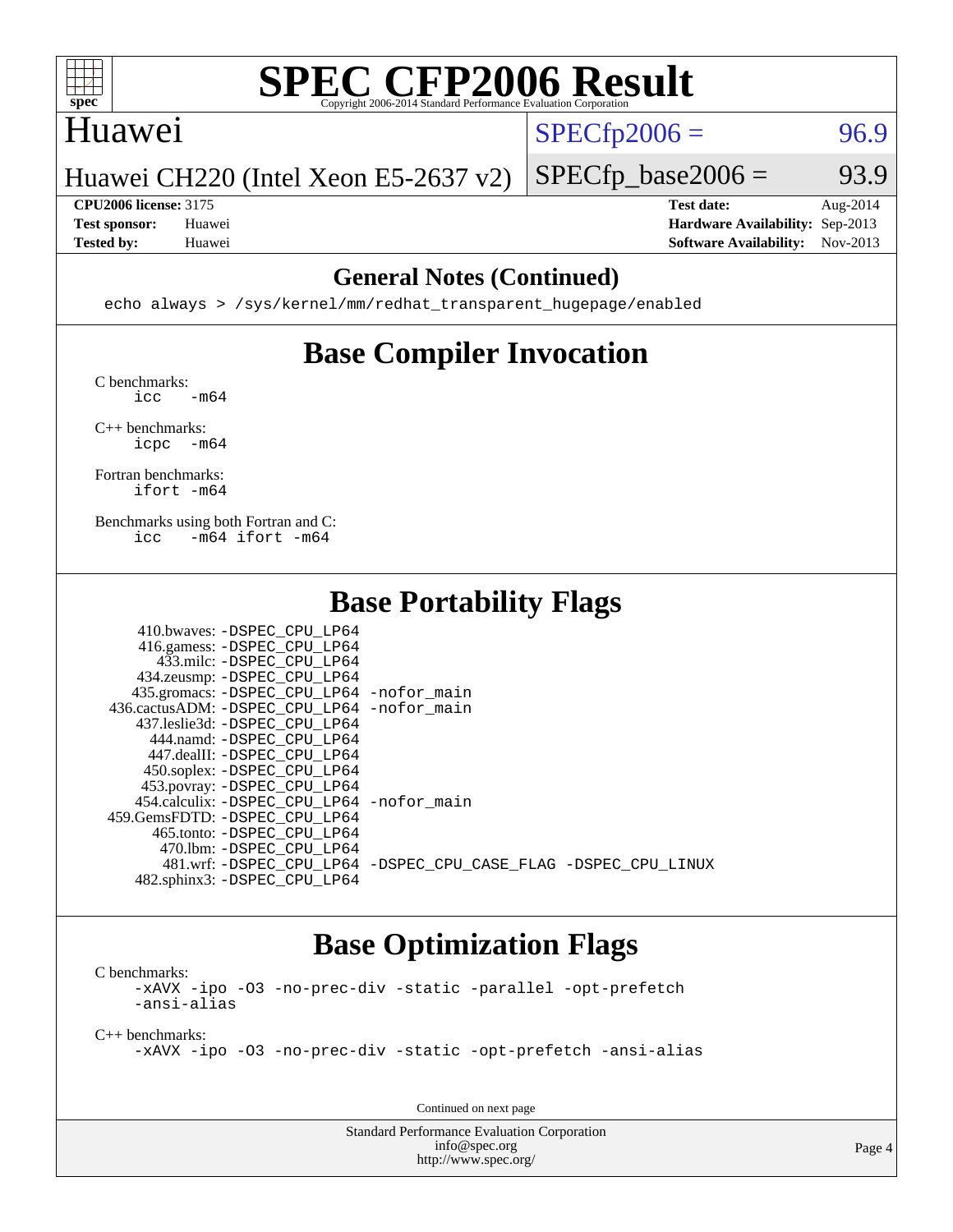# SPEC CFP2006 Result

Copyright 2006-2014 Standard Performance Evaluation Corporation

## Huawei

Huawei CH220 (Intel Xeon E5-2637 v2)

SPECfp2006 = 96.9

SPECfp_base2006 = 93.9

**CPU2006 license:** 3175
**Test sponsor:** Huawei
**Tested by:** Huawei

**Test date:** Aug-2014
**Hardware Availability:** Sep-2013
**Software Availability:** Nov-2013

## General Notes (Continued)

```
echo always > /sys/kernel/mm/redhat_transparent_hugepage/enabled
```

## Base Compiler Invocation

C benchmarks:
```
icc   -m64
```

C++ benchmarks:
```
icpc  -m64
```

Fortran benchmarks:
```
ifort -m64
```

Benchmarks using both Fortran and C:
```
icc   -m64 ifort -m64
```

## Base Portability Flags

| Benchmark | Flags |
|---|---|
| 410.bwaves: | -DSPEC_CPU_LP64 |
| 416.gamess: | -DSPEC_CPU_LP64 |
| 433.milc: | -DSPEC_CPU_LP64 |
| 434.zeusmp: | -DSPEC_CPU_LP64 |
| 435.gromacs: | -DSPEC_CPU_LP64 -nofor_main |
| 436.cactusADM: | -DSPEC_CPU_LP64 -nofor_main |
| 437.leslie3d: | -DSPEC_CPU_LP64 |
| 444.namd: | -DSPEC_CPU_LP64 |
| 447.dealII: | -DSPEC_CPU_LP64 |
| 450.soplex: | -DSPEC_CPU_LP64 |
| 453.povray: | -DSPEC_CPU_LP64 |
| 454.calculix: | -DSPEC_CPU_LP64 -nofor_main |
| 459.GemsFDTD: | -DSPEC_CPU_LP64 |
| 465.tonto: | -DSPEC_CPU_LP64 |
| 470.lbm: | -DSPEC_CPU_LP64 |
| 481.wrf: | -DSPEC_CPU_LP64 -DSPEC_CPU_CASE_FLAG -DSPEC_CPU_LINUX |
| 482.sphinx3: | -DSPEC_CPU_LP64 |

## Base Optimization Flags

C benchmarks:
```
-xAVX -ipo -O3 -no-prec-div -static -parallel -opt-prefetch
-ansi-alias
```

C++ benchmarks:
```
-xAVX -ipo -O3 -no-prec-div -static -opt-prefetch -ansi-alias
```

Continued on next page

Standard Performance Evaluation Corporation
info@spec.org
http://www.spec.org/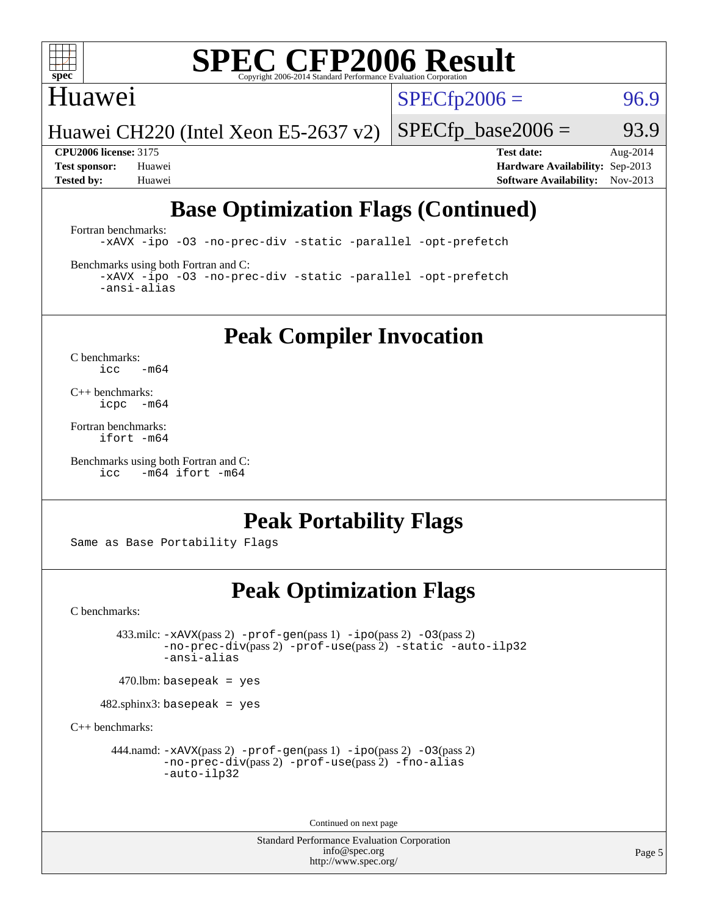# SPEC CFP2006 Result

Copyright 2006-2014 Standard Performance Evaluation Corporation

Huawei

Huawei CH220 (Intel Xeon E5-2637 v2)

SPECfp2006 = 96.9

SPECfp_base2006 = 93.9

**CPU2006 license:** 3175
**Test sponsor:** Huawei
**Tested by:** Huawei

**Test date:** Aug-2014
**Hardware Availability:** Sep-2013
**Software Availability:** Nov-2013

## Base Optimization Flags (Continued)

Fortran benchmarks:

```
-xAVX -ipo -O3 -no-prec-div -static -parallel -opt-prefetch
```

Benchmarks using both Fortran and C:

```
-xAVX -ipo -O3 -no-prec-div -static -parallel -opt-prefetch
-ansi-alias
```

## Peak Compiler Invocation

C benchmarks:

```
icc   -m64
```

C++ benchmarks:

```
icpc  -m64
```

Fortran benchmarks:

```
ifort -m64
```

Benchmarks using both Fortran and C:

```
icc   -m64 ifort -m64
```

## Peak Portability Flags

Same as Base Portability Flags

## Peak Optimization Flags

C benchmarks:

433.milc: -xAVX(pass 2) -prof-gen(pass 1) -ipo(pass 2) -O3(pass 2) -no-prec-div(pass 2) -prof-use(pass 2) -static -auto-ilp32 -ansi-alias

470.lbm: basepeak = yes

482.sphinx3: basepeak = yes

C++ benchmarks:

444.namd: -xAVX(pass 2) -prof-gen(pass 1) -ipo(pass 2) -O3(pass 2) -no-prec-div(pass 2) -prof-use(pass 2) -fno-alias -auto-ilp32

Continued on next page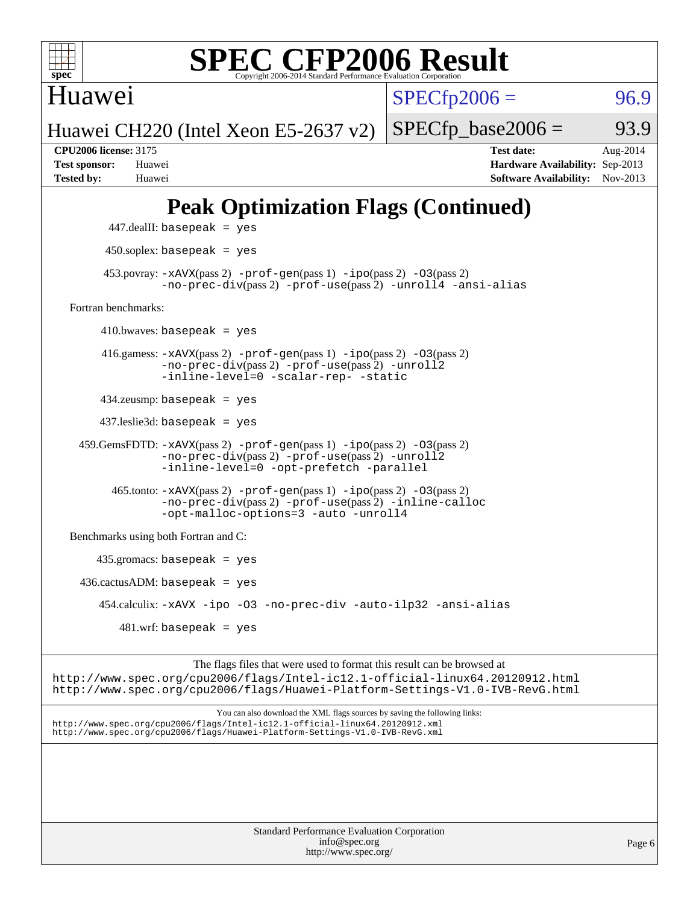# Peak Optimization Flags (Continued)

447.dealII: basepeak = yes

450.soplex: basepeak = yes

453.povray: -xAVX(pass 2) -prof-gen(pass 1) -ipo(pass 2) -O3(pass 2) -no-prec-div(pass 2) -prof-use(pass 2) -unroll4 -ansi-alias

Fortran benchmarks:

410.bwaves: basepeak = yes

416.gamess: -xAVX(pass 2) -prof-gen(pass 1) -ipo(pass 2) -O3(pass 2) -no-prec-div(pass 2) -prof-use(pass 2) -unroll2 -inline-level=0 -scalar-rep- -static

434.zeusmp: basepeak = yes

437.leslie3d: basepeak = yes

459.GemsFDTD: -xAVX(pass 2) -prof-gen(pass 1) -ipo(pass 2) -O3(pass 2) -no-prec-div(pass 2) -prof-use(pass 2) -unroll2 -inline-level=0 -opt-prefetch -parallel

465.tonto: -xAVX(pass 2) -prof-gen(pass 1) -ipo(pass 2) -O3(pass 2) -no-prec-div(pass 2) -prof-use(pass 2) -inline-calloc -opt-malloc-options=3 -auto -unroll4

Benchmarks using both Fortran and C:

435.gromacs: basepeak = yes

436.cactusADM: basepeak = yes

454.calculix: -xAVX -ipo -O3 -no-prec-div -auto-ilp32 -ansi-alias

481.wrf: basepeak = yes

The flags files that were used to format this result can be browsed at
http://www.spec.org/cpu2006/flags/Intel-ic12.1-official-linux64.20120912.html
http://www.spec.org/cpu2006/flags/Huawei-Platform-Settings-V1.0-IVB-RevG.html

You can also download the XML flags sources by saving the following links:
http://www.spec.org/cpu2006/flags/Intel-ic12.1-official-linux64.20120912.xml
http://www.spec.org/cpu2006/flags/Huawei-Platform-Settings-V1.0-IVB-RevG.xml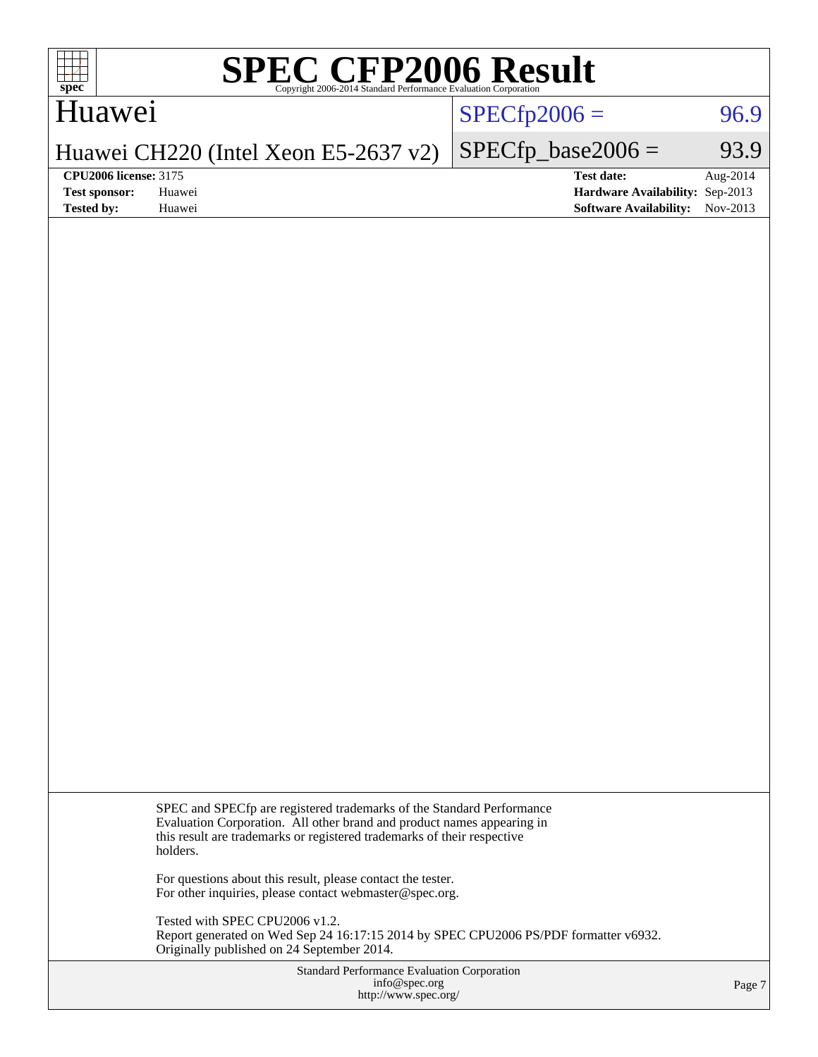SPEC and SPECfp are registered trademarks of the Standard Performance Evaluation Corporation. All other brand and product names appearing in this result are trademarks or registered trademarks of their respective holders.

For questions about this result, please contact the tester.
For other inquiries, please contact webmaster@spec.org.

Tested with SPEC CPU2006 v1.2.
Report generated on Wed Sep 24 16:17:15 2014 by SPEC CPU2006 PS/PDF formatter v6932.
Originally published on 24 September 2014.